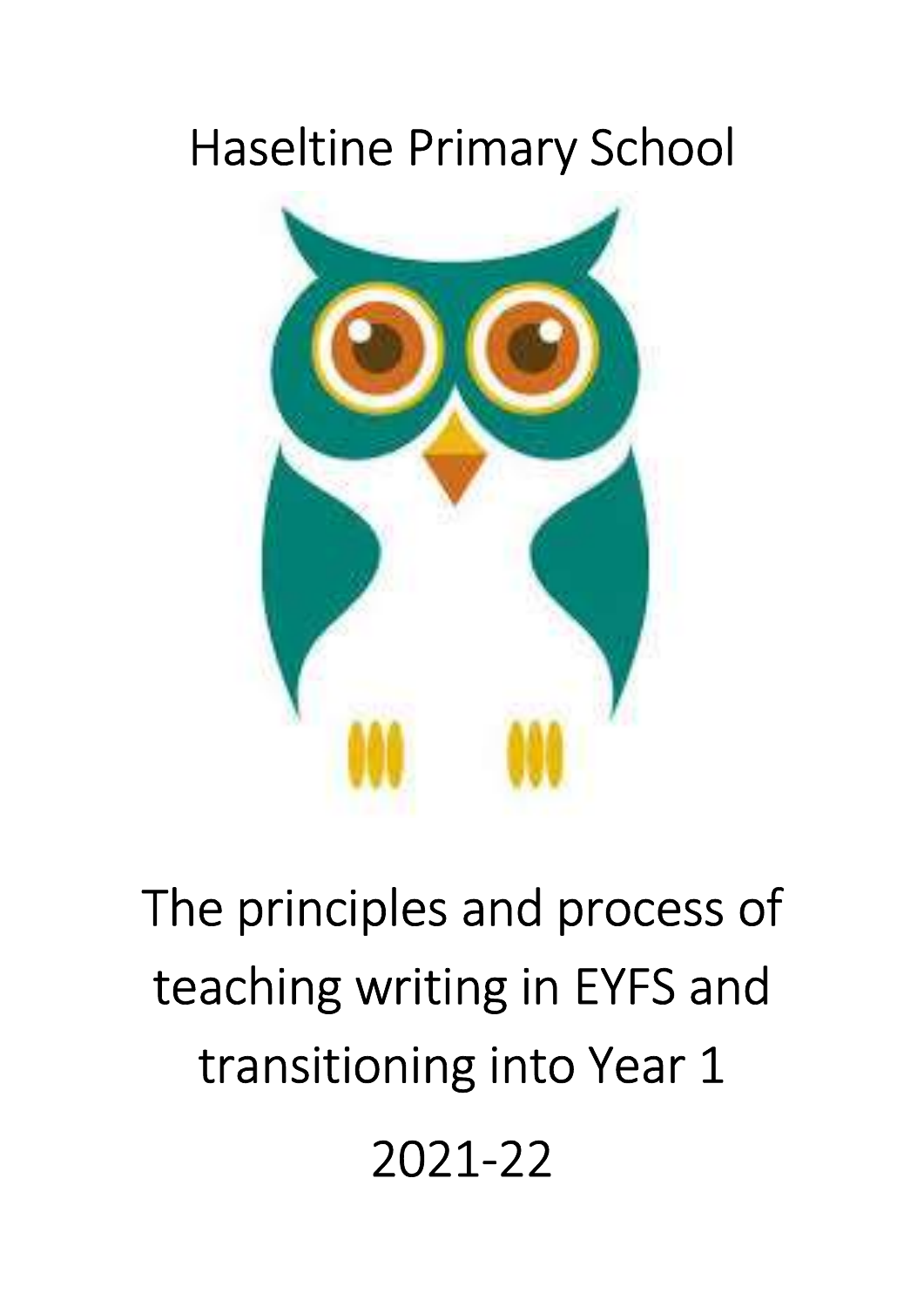# Haseltine Primary School

# The principles and process of teaching writing in EYFS and transitioning into Year 1

# 2021-22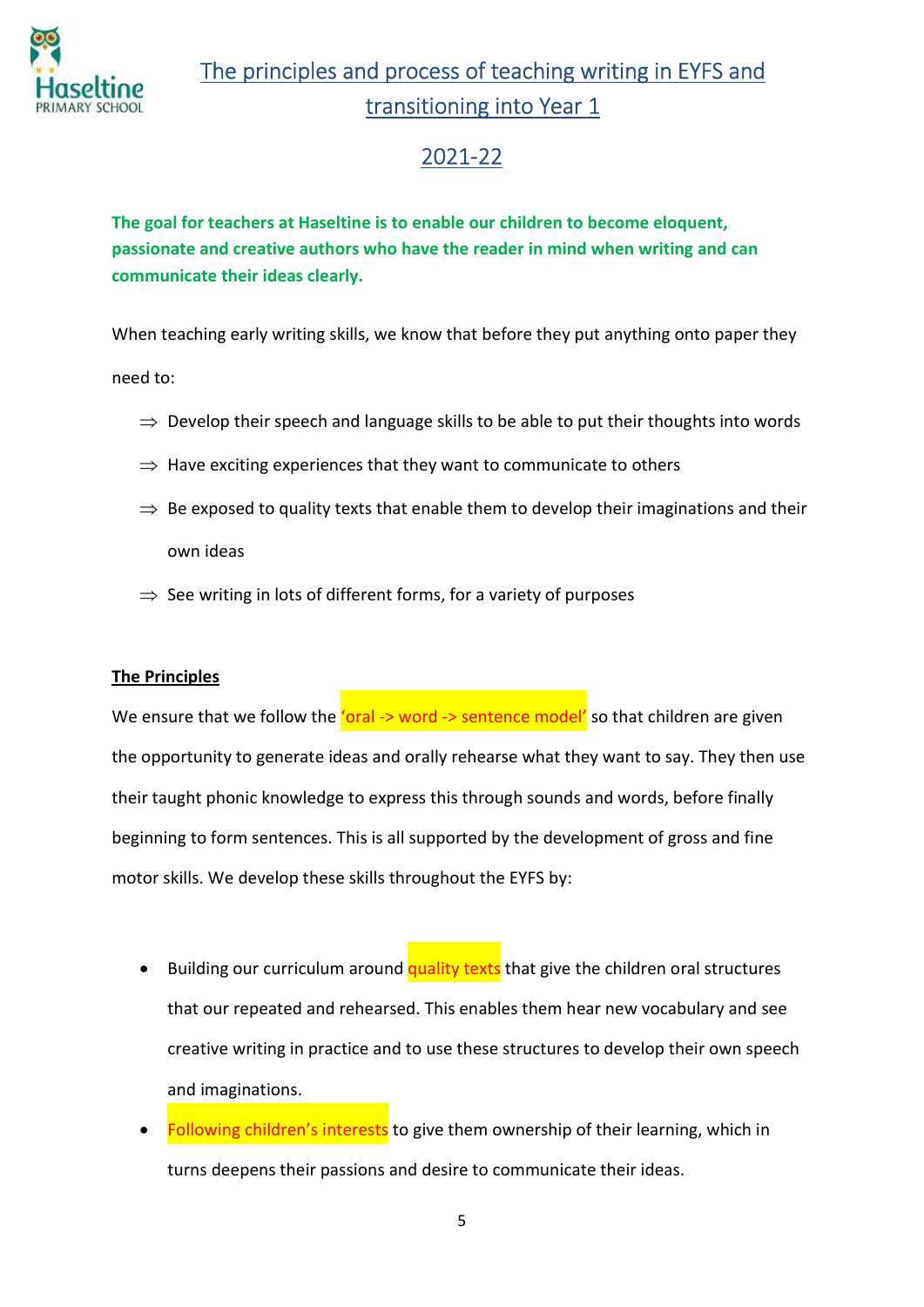# The principles and process of teaching writing in EYFS and transitioning into Year 1

## 2021-22

**The goal for teachers at Haseltine is to enable our children to become eloquent, passionate and creative authors who have the reader in mind when writing and can communicate their ideas clearly.**

When teaching early writing skills, we know that before they put anything onto paper they need to:

- ⇒ Develop their speech and language skills to be able to put their thoughts into words
- ⇒ Have exciting experiences that they want to communicate to others
- ⇒ Be exposed to quality texts that enable them to develop their imaginations and their own ideas
- ⇒ See writing in lots of different forms, for a variety of purposes

**The Principles**

We ensure that we follow the 'oral -> word -> sentence model' so that children are given the opportunity to generate ideas and orally rehearse what they want to say. They then use their taught phonic knowledge to express this through sounds and words, before finally beginning to form sentences. This is all supported by the development of gross and fine motor skills. We develop these skills throughout the EYFS by:

- Building our curriculum around quality texts that give the children oral structures that our repeated and rehearsed. This enables them hear new vocabulary and see creative writing in practice and to use these structures to develop their own speech and imaginations.
- Following children's interests to give them ownership of their learning, which in turns deepens their passions and desire to communicate their ideas.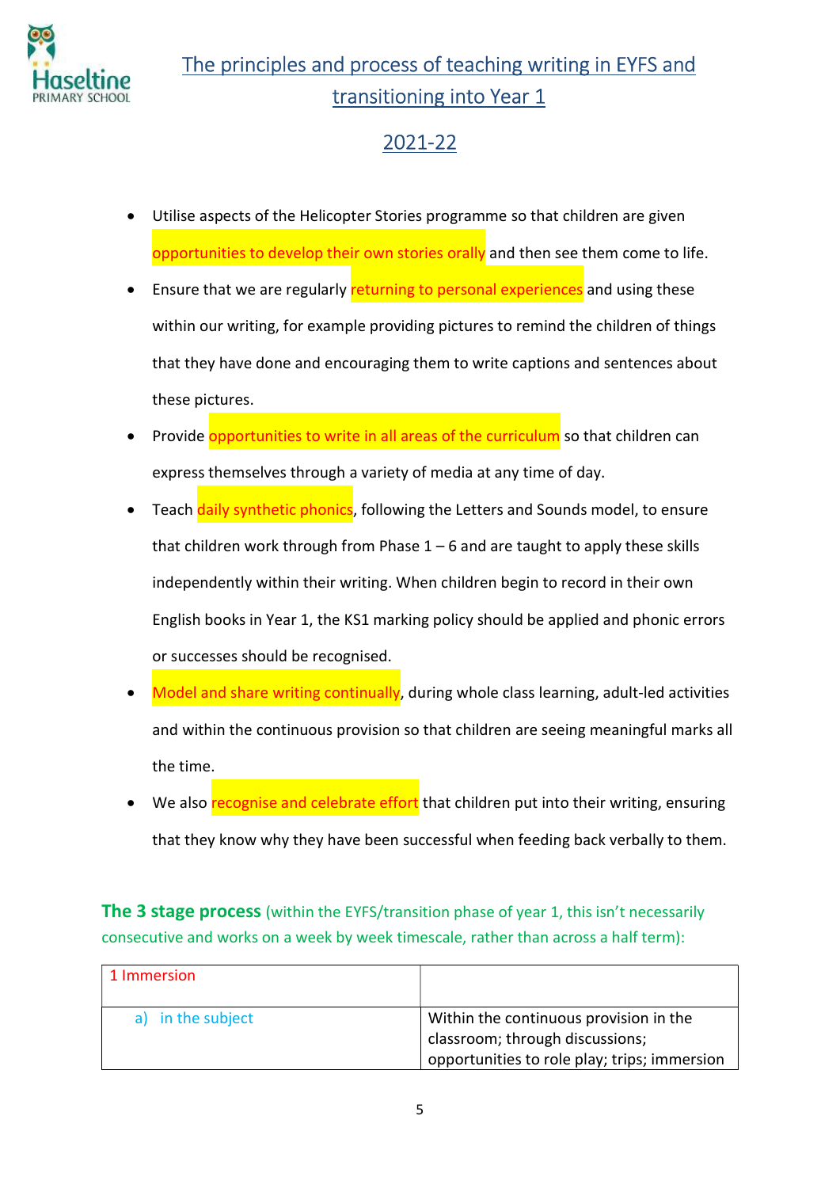# The principles and process of teaching writing in EYFS and transitioning into Year 1

## 2021-22

- Utilise aspects of the Helicopter Stories programme so that children are given opportunities to develop their own stories orally and then see them come to life.
- Ensure that we are regularly returning to personal experiences and using these within our writing, for example providing pictures to remind the children of things that they have done and encouraging them to write captions and sentences about these pictures.
- Provide opportunities to write in all areas of the curriculum so that children can express themselves through a variety of media at any time of day.
- Teach daily synthetic phonics, following the Letters and Sounds model, to ensure that children work through from Phase 1 – 6 and are taught to apply these skills independently within their writing. When children begin to record in their own English books in Year 1, the KS1 marking policy should be applied and phonic errors or successes should be recognised.
- Model and share writing continually, during whole class learning, adult-led activities and within the continuous provision so that children are seeing meaningful marks all the time.
- We also recognise and celebrate effort that children put into their writing, ensuring that they know why they have been successful when feeding back verbally to them.

**The 3 stage process** (within the EYFS/transition phase of year 1, this isn't necessarily consecutive and works on a week by week timescale, rather than across a half term):

| 1 Immersion | |
|---|---|
| a) in the subject | Within the continuous provision in the classroom; through discussions; opportunities to role play; trips; immersion |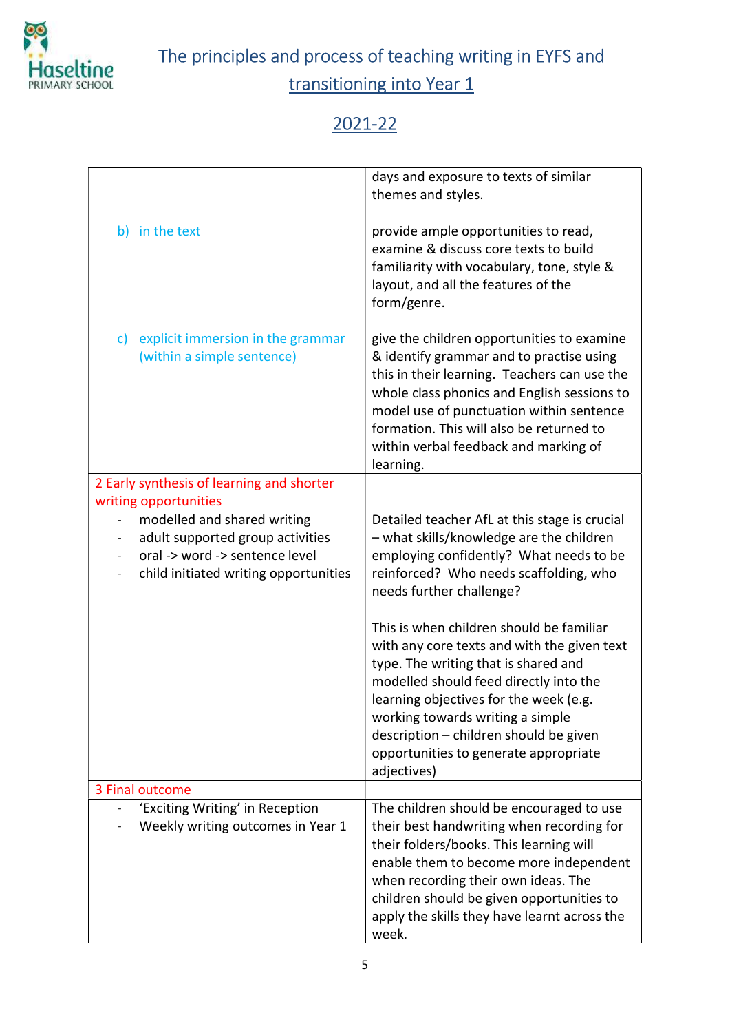# The principles and process of teaching writing in EYFS and transitioning into Year 1

## 2021-22

| | |
|---|---|
| | days and exposure to texts of similar themes and styles. |
| b) in the text | provide ample opportunities to read, examine & discuss core texts to build familiarity with vocabulary, tone, style & layout, and all the features of the form/genre. |
| c) explicit immersion in the grammar (within a simple sentence) | give the children opportunities to examine & identify grammar and to practise using this in their learning. Teachers can use the whole class phonics and English sessions to model use of punctuation within sentence formation. This will also be returned to within verbal feedback and marking of learning. |
| 2 Early synthesis of learning and shorter writing opportunities | |
| - modelled and shared writing<br>- adult supported group activities<br>- oral -> word -> sentence level<br>- child initiated writing opportunities | Detailed teacher AfL at this stage is crucial – what skills/knowledge are the children employing confidently? What needs to be reinforced? Who needs scaffolding, who needs further challenge?<br><br>This is when children should be familiar with any core texts and with the given text type. The writing that is shared and modelled should feed directly into the learning objectives for the week (e.g. working towards writing a simple description – children should be given opportunities to generate appropriate adjectives) |
| 3 Final outcome | |
| - 'Exciting Writing' in Reception<br>- Weekly writing outcomes in Year 1 | The children should be encouraged to use their best handwriting when recording for their folders/books. This learning will enable them to become more independent when recording their own ideas. The children should be given opportunities to apply the skills they have learnt across the week. |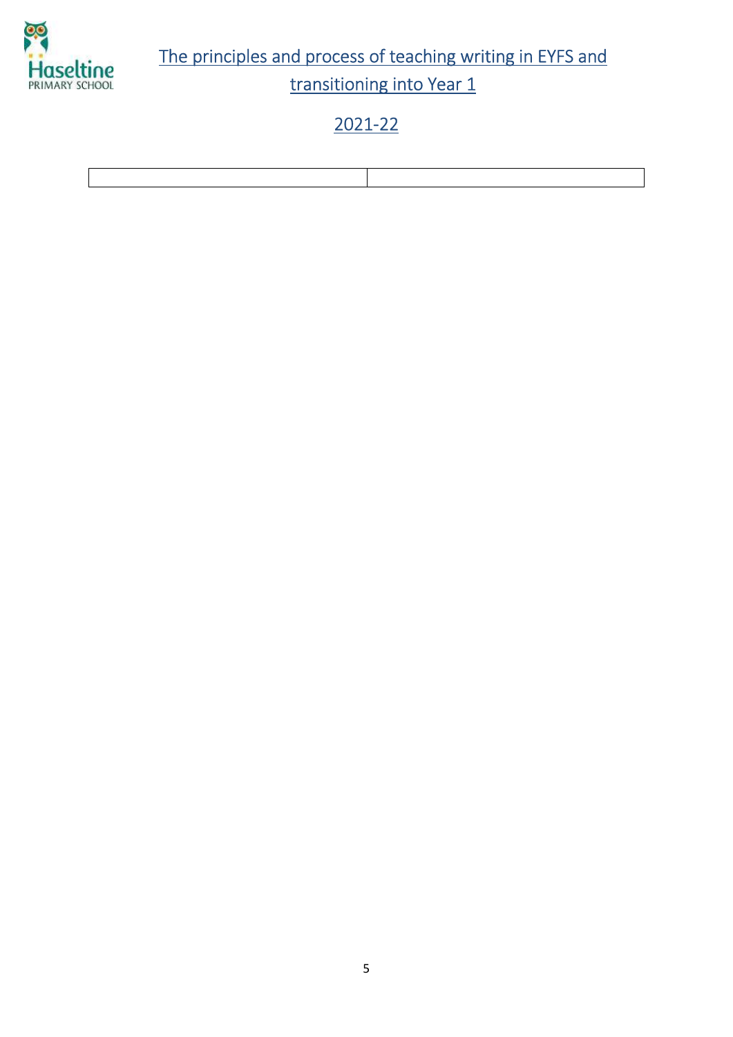# The principles and process of teaching writing in EYFS and transitioning into Year 1

## 2021-22

| | |
|---|---|